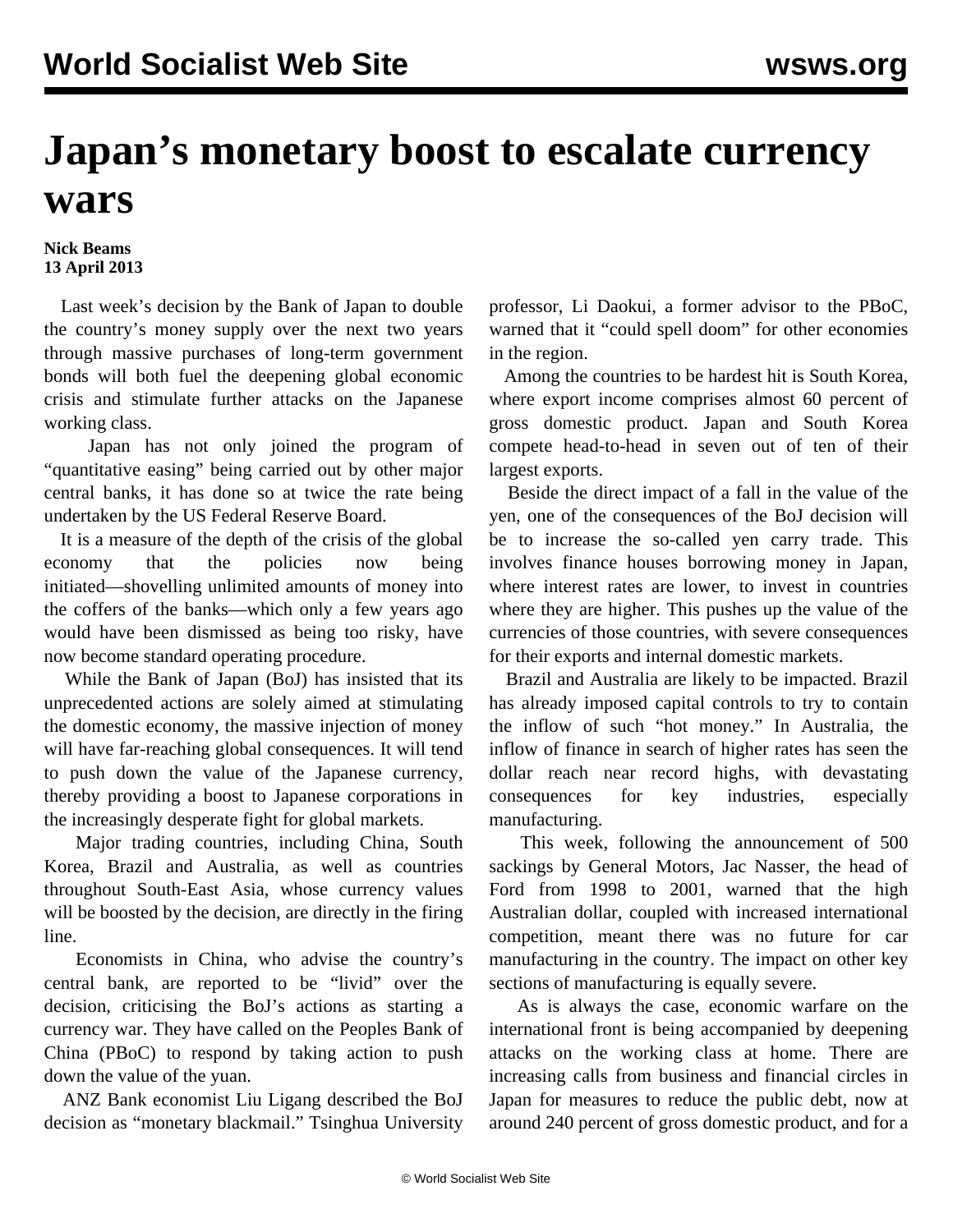# Japan's monetary boost to escalate currency wars

**Nick Beams**
**13 April 2013**

Last week's decision by the Bank of Japan to double the country's money supply over the next two years through massive purchases of long-term government bonds will both fuel the deepening global economic crisis and stimulate further attacks on the Japanese working class.

Japan has not only joined the program of "quantitative easing" being carried out by other major central banks, it has done so at twice the rate being undertaken by the US Federal Reserve Board.

It is a measure of the depth of the crisis of the global economy that the policies now being initiated—shovelling unlimited amounts of money into the coffers of the banks—which only a few years ago would have been dismissed as being too risky, have now become standard operating procedure.

While the Bank of Japan (BoJ) has insisted that its unprecedented actions are solely aimed at stimulating the domestic economy, the massive injection of money will have far-reaching global consequences. It will tend to push down the value of the Japanese currency, thereby providing a boost to Japanese corporations in the increasingly desperate fight for global markets.

Major trading countries, including China, South Korea, Brazil and Australia, as well as countries throughout South-East Asia, whose currency values will be boosted by the decision, are directly in the firing line.

Economists in China, who advise the country's central bank, are reported to be "livid" over the decision, criticising the BoJ's actions as starting a currency war. They have called on the Peoples Bank of China (PBoC) to respond by taking action to push down the value of the yuan.

ANZ Bank economist Liu Ligang described the BoJ decision as "monetary blackmail." Tsinghua University professor, Li Daokui, a former advisor to the PBoC, warned that it "could spell doom" for other economies in the region.

Among the countries to be hardest hit is South Korea, where export income comprises almost 60 percent of gross domestic product. Japan and South Korea compete head-to-head in seven out of ten of their largest exports.

Beside the direct impact of a fall in the value of the yen, one of the consequences of the BoJ decision will be to increase the so-called yen carry trade. This involves finance houses borrowing money in Japan, where interest rates are lower, to invest in countries where they are higher. This pushes up the value of the currencies of those countries, with severe consequences for their exports and internal domestic markets.

Brazil and Australia are likely to be impacted. Brazil has already imposed capital controls to try to contain the inflow of such "hot money." In Australia, the inflow of finance in search of higher rates has seen the dollar reach near record highs, with devastating consequences for key industries, especially manufacturing.

This week, following the announcement of 500 sackings by General Motors, Jac Nasser, the head of Ford from 1998 to 2001, warned that the high Australian dollar, coupled with increased international competition, meant there was no future for car manufacturing in the country. The impact on other key sections of manufacturing is equally severe.

As is always the case, economic warfare on the international front is being accompanied by deepening attacks on the working class at home. There are increasing calls from business and financial circles in Japan for measures to reduce the public debt, now at around 240 percent of gross domestic product, and for a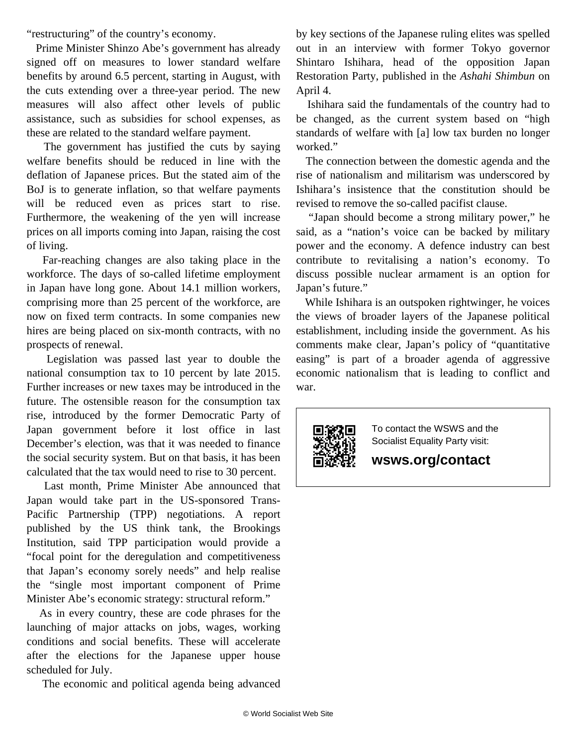"restructuring" of the country's economy.

Prime Minister Shinzo Abe's government has already signed off on measures to lower standard welfare benefits by around 6.5 percent, starting in August, with the cuts extending over a three-year period. The new measures will also affect other levels of public assistance, such as subsidies for school expenses, as these are related to the standard welfare payment.

The government has justified the cuts by saying welfare benefits should be reduced in line with the deflation of Japanese prices. But the stated aim of the BoJ is to generate inflation, so that welfare payments will be reduced even as prices start to rise. Furthermore, the weakening of the yen will increase prices on all imports coming into Japan, raising the cost of living.

Far-reaching changes are also taking place in the workforce. The days of so-called lifetime employment in Japan have long gone. About 14.1 million workers, comprising more than 25 percent of the workforce, are now on fixed term contracts. In some companies new hires are being placed on six-month contracts, with no prospects of renewal.

Legislation was passed last year to double the national consumption tax to 10 percent by late 2015. Further increases or new taxes may be introduced in the future. The ostensible reason for the consumption tax rise, introduced by the former Democratic Party of Japan government before it lost office in last December's election, was that it was needed to finance the social security system. But on that basis, it has been calculated that the tax would need to rise to 30 percent.

Last month, Prime Minister Abe announced that Japan would take part in the US-sponsored Trans-Pacific Partnership (TPP) negotiations. A report published by the US think tank, the Brookings Institution, said TPP participation would provide a "focal point for the deregulation and competitiveness that Japan's economy sorely needs" and help realise the "single most important component of Prime Minister Abe's economic strategy: structural reform."

As in every country, these are code phrases for the launching of major attacks on jobs, wages, working conditions and social benefits. These will accelerate after the elections for the Japanese upper house scheduled for July.

The economic and political agenda being advanced by key sections of the Japanese ruling elites was spelled out in an interview with former Tokyo governor Shintaro Ishihara, head of the opposition Japan Restoration Party, published in the *Ashahi Shimbun* on April 4.

Ishihara said the fundamentals of the country had to be changed, as the current system based on "high standards of welfare with [a] low tax burden no longer worked."

The connection between the domestic agenda and the rise of nationalism and militarism was underscored by Ishihara's insistence that the constitution should be revised to remove the so-called pacifist clause.

"Japan should become a strong military power," he said, as a "nation's voice can be backed by military power and the economy. A defence industry can best contribute to revitalising a nation's economy. To discuss possible nuclear armament is an option for Japan's future."

While Ishihara is an outspoken rightwinger, he voices the views of broader layers of the Japanese political establishment, including inside the government. As his comments make clear, Japan's policy of "quantitative easing" is part of a broader agenda of aggressive economic nationalism that is leading to conflict and war.

To contact the WSWS and the Socialist Equality Party visit:

**wsws.org/contact**